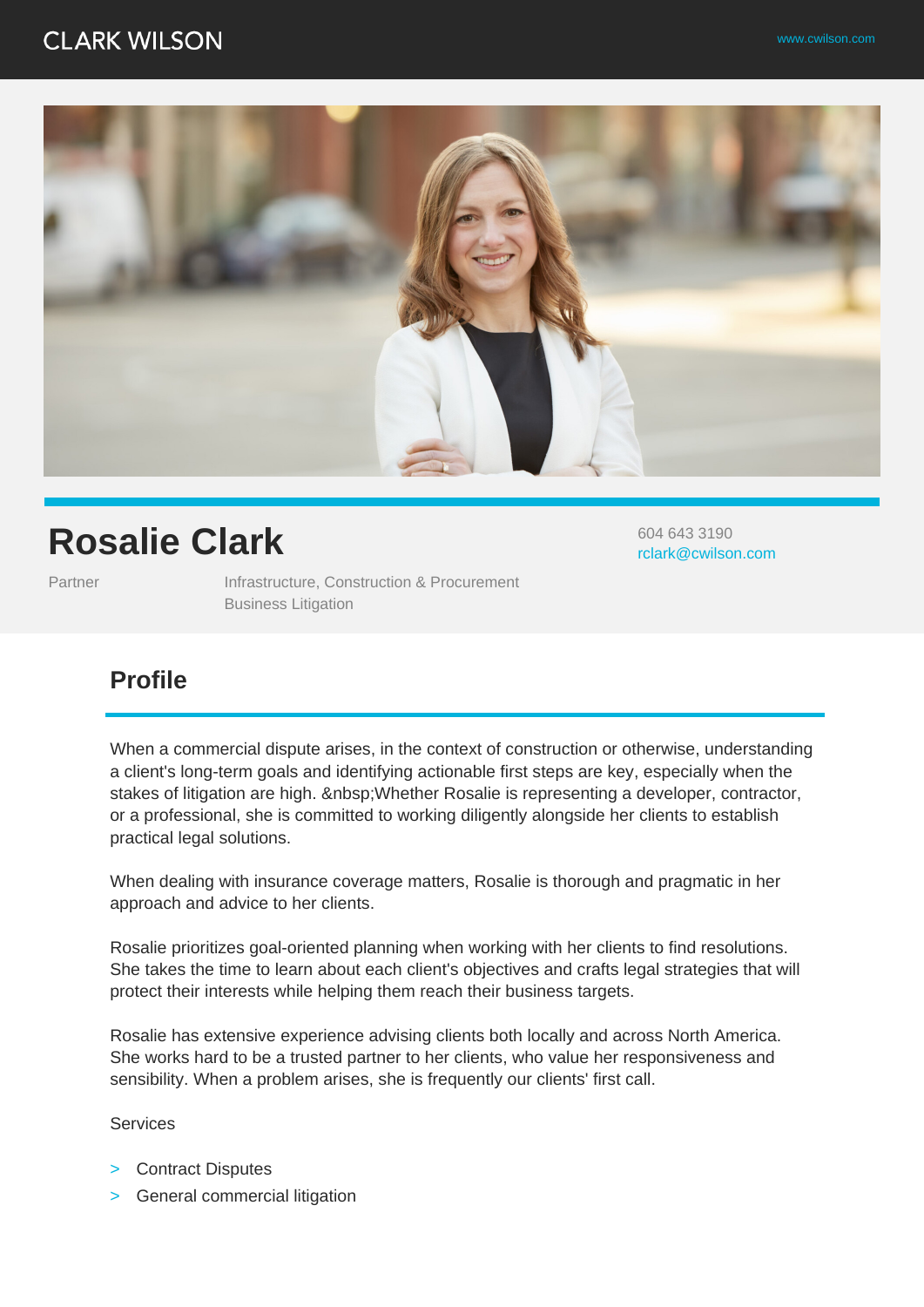CLARK WILSON

www.cwilson.com

# Rosalie Clark

604 643 3190
rclark@cwilson.com

Partner

Infrastructure, Construction & Procurement
Business Litigation

## Profile

When a commercial dispute arises, in the context of construction or otherwise, understanding a client's long-term goals and identifying actionable first steps are key, especially when the stakes of litigation are high. &nbsp;Whether Rosalie is representing a developer, contractor, or a professional, she is committed to working diligently alongside her clients to establish practical legal solutions.

When dealing with insurance coverage matters, Rosalie is thorough and pragmatic in her approach and advice to her clients.

Rosalie prioritizes goal-oriented planning when working with her clients to find resolutions. She takes the time to learn about each client's objectives and crafts legal strategies that will protect their interests while helping them reach their business targets.

Rosalie has extensive experience advising clients both locally and across North America. She works hard to be a trusted partner to her clients, who value her responsiveness and sensibility. When a problem arises, she is frequently our clients' first call.

Services

- Contract Disputes
- General commercial litigation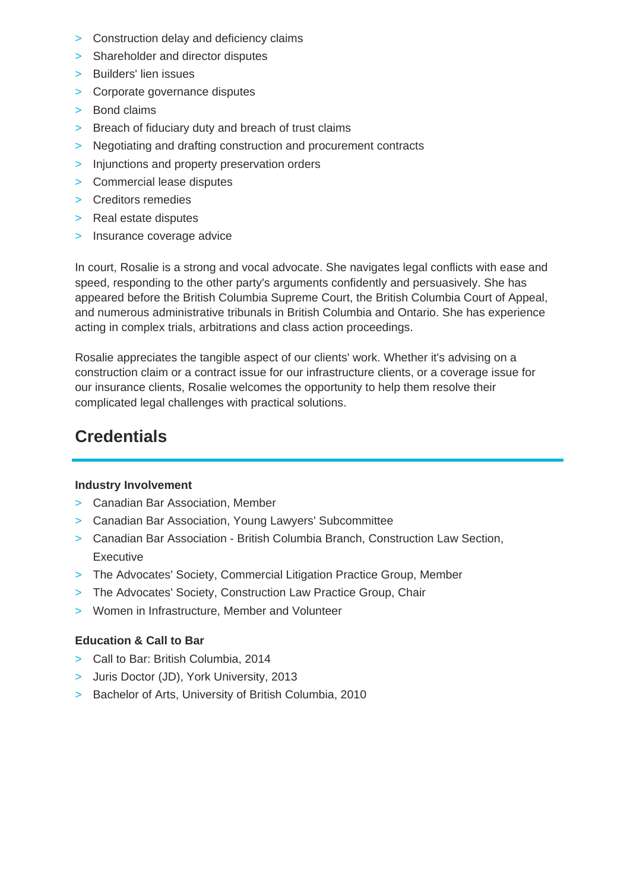- Construction delay and deficiency claims
- Shareholder and director disputes
- Builders' lien issues
- Corporate governance disputes
- Bond claims
- Breach of fiduciary duty and breach of trust claims
- Negotiating and drafting construction and procurement contracts
- Injunctions and property preservation orders
- Commercial lease disputes
- Creditors remedies
- Real estate disputes
- Insurance coverage advice

In court, Rosalie is a strong and vocal advocate. She navigates legal conflicts with ease and speed, responding to the other party's arguments confidently and persuasively. She has appeared before the British Columbia Supreme Court, the British Columbia Court of Appeal, and numerous administrative tribunals in British Columbia and Ontario. She has experience acting in complex trials, arbitrations and class action proceedings.

Rosalie appreciates the tangible aspect of our clients' work. Whether it's advising on a construction claim or a contract issue for our infrastructure clients, or a coverage issue for our insurance clients, Rosalie welcomes the opportunity to help them resolve their complicated legal challenges with practical solutions.

## Credentials

**Industry Involvement**

- Canadian Bar Association, Member
- Canadian Bar Association, Young Lawyers' Subcommittee
- Canadian Bar Association - British Columbia Branch, Construction Law Section, Executive
- The Advocates' Society, Commercial Litigation Practice Group, Member
- The Advocates' Society, Construction Law Practice Group, Chair
- Women in Infrastructure, Member and Volunteer

**Education & Call to Bar**

- Call to Bar: British Columbia, 2014
- Juris Doctor (JD), York University, 2013
- Bachelor of Arts, University of British Columbia, 2010